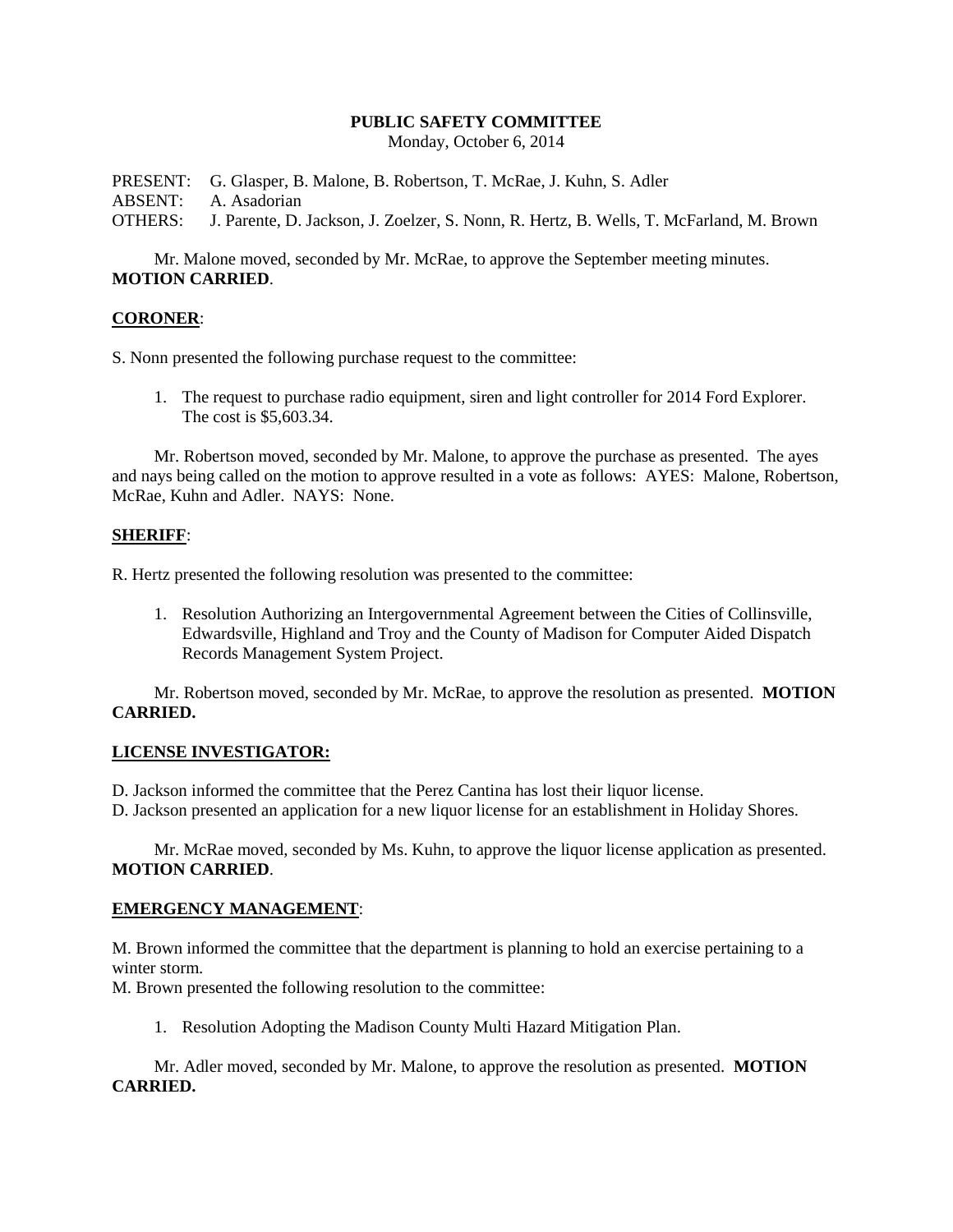# PUBLIC SAFETY COMMITTEE

Monday, October 6, 2014

PRESENT: G. Glasper, B. Malone, B. Robertson, T. McRae, J. Kuhn, S. Adler
ABSENT: A. Asadorian
OTHERS: J. Parente, D. Jackson, J. Zoelzer, S. Nonn, R. Hertz, B. Wells, T. McFarland, M. Brown

Mr. Malone moved, seconded by Mr. McRae, to approve the September meeting minutes. **MOTION CARRIED**.

## CORONER:

S. Nonn presented the following purchase request to the committee:

1. The request to purchase radio equipment, siren and light controller for 2014 Ford Explorer. The cost is $5,603.34.

Mr. Robertson moved, seconded by Mr. Malone, to approve the purchase as presented. The ayes and nays being called on the motion to approve resulted in a vote as follows: AYES: Malone, Robertson, McRae, Kuhn and Adler. NAYS: None.

## SHERIFF:

R. Hertz presented the following resolution was presented to the committee:

1. Resolution Authorizing an Intergovernmental Agreement between the Cities of Collinsville, Edwardsville, Highland and Troy and the County of Madison for Computer Aided Dispatch Records Management System Project.

Mr. Robertson moved, seconded by Mr. McRae, to approve the resolution as presented. **MOTION CARRIED.**

## LICENSE INVESTIGATOR:

D. Jackson informed the committee that the Perez Cantina has lost their liquor license.
D. Jackson presented an application for a new liquor license for an establishment in Holiday Shores.

Mr. McRae moved, seconded by Ms. Kuhn, to approve the liquor license application as presented. **MOTION CARRIED**.

## EMERGENCY MANAGEMENT:

M. Brown informed the committee that the department is planning to hold an exercise pertaining to a winter storm.
M. Brown presented the following resolution to the committee:

1. Resolution Adopting the Madison County Multi Hazard Mitigation Plan.

Mr. Adler moved, seconded by Mr. Malone, to approve the resolution as presented. **MOTION CARRIED.**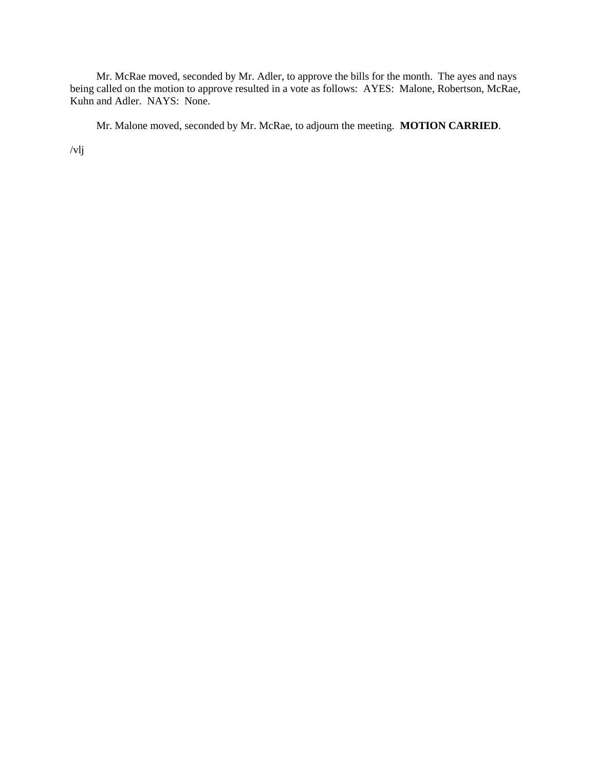Mr. McRae moved, seconded by Mr. Adler, to approve the bills for the month. The ayes and nays being called on the motion to approve resulted in a vote as follows: AYES: Malone, Robertson, McRae, Kuhn and Adler. NAYS: None.

Mr. Malone moved, seconded by Mr. McRae, to adjourn the meeting. **MOTION CARRIED**.

/vlj